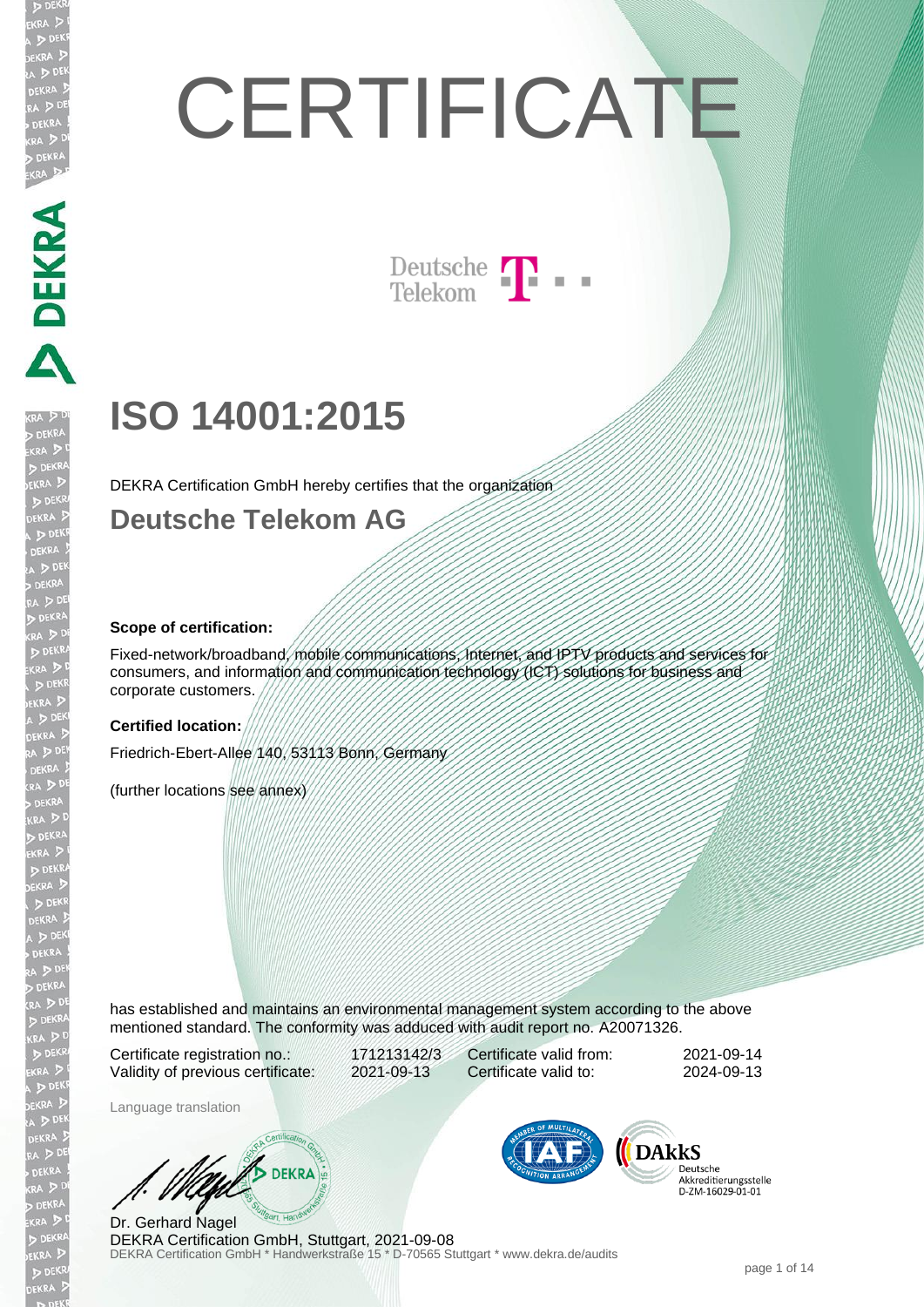# CERTIFICATE

Deutsche Telekom

## ISO 14001:2015

DEKRA Certification GmbH hereby certifies that the organization

## Deutsche Telekom AG

**Scope of certification:**

Fixed-network/broadband, mobile communications, Internet, and IPTV products and services for consumers, and information and communication technology (ICT) solutions for business and corporate customers.

**Certified location:**

Friedrich-Ebert-Allee 140, 53113 Bonn, Germany

(further locations see annex)

has established and maintains an environmental management system according to the above mentioned standard. The conformity was adduced with audit report no. A20071326.

| | | | |
|---|---|---|---|
| Certificate registration no.: | 171213142/3 | Certificate valid from: | 2021-09-14 |
| Validity of previous certificate: | 2021-09-13 | Certificate valid to: | 2024-09-13 |

Language translation

Dr. Gerhard Nagel
DEKRA Certification GmbH, Stuttgart, 2021-09-08

DEKRA Certification GmbH * Handwerkstraße 15 * D-70565 Stuttgart * www.dekra.de/audits

DAkkS Deutsche Akkreditierungsstelle D-ZM-16029-01-01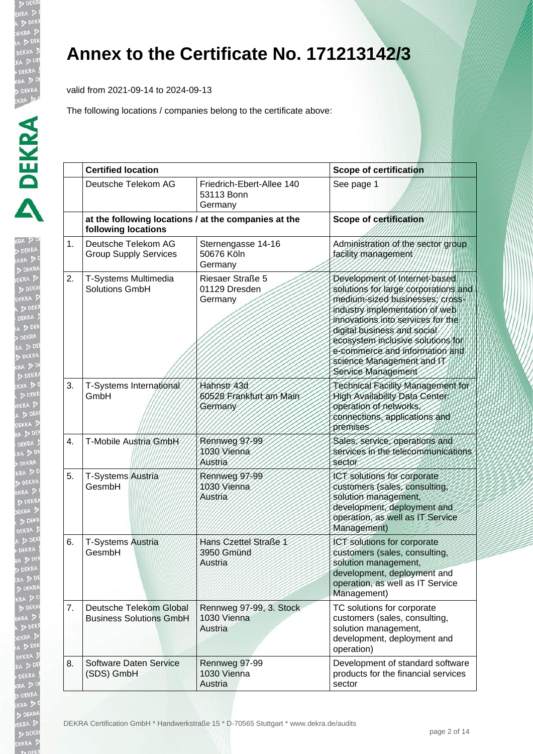# Annex to the Certificate No. 171213142/3

valid from 2021-09-14 to 2024-09-13

The following locations / companies belong to the certificate above:

| | Certified location | | Scope of certification |
|---|---|---|---|
| | Deutsche Telekom AG | Friedrich-Ebert-Allee 140<br>53113 Bonn<br>Germany | See page 1 |
| | **at the following locations / at the companies at the following locations** | | **Scope of certification** |
| 1. | Deutsche Telekom AG Group Supply Services | Sternengasse 14-16<br>50676 Köln<br>Germany | Administration of the sector group facility management |
| 2. | T-Systems Multimedia Solutions GmbH | Riesaer Straße 5<br>01129 Dresden<br>Germany | Development of Internet-based solutions for large corporations and medium-sized businesses; cross-industry implementation of web innovations into services for the digital business and social ecosystem inclusive solutions for e-commerce and information and science Management and IT Service Management |
| 3. | T-Systems International GmbH | Hahnstr 43d<br>60528 Frankfurt am Main<br>Germany | Technical Facility Management for High Availability Data Center: operation of networks, connections, applications and premises |
| 4. | T-Mobile Austria GmbH | Rennweg 97-99<br>1030 Vienna<br>Austria | Sales, service, operations and services in the telecommunications sector |
| 5. | T-Systems Austria GesmbH | Rennweg 97-99<br>1030 Vienna<br>Austria | ICT solutions for corporate customers (sales, consulting, solution management, development, deployment and operation, as well as IT Service Management) |
| 6. | T-Systems Austria GesmbH | Hans Czettel Straße 1<br>3950 Gmünd<br>Austria | ICT solutions for corporate customers (sales, consulting, solution management, development, deployment and operation, as well as IT Service Management) |
| 7. | Deutsche Telekom Global Business Solutions GmbH | Rennweg 97-99, 3. Stock<br>1030 Vienna<br>Austria | TC solutions for corporate customers (sales, consulting, solution management, development, deployment and operation) |
| 8. | Software Daten Service (SDS) GmbH | Rennweg 97-99<br>1030 Vienna<br>Austria | Development of standard software products for the financial services sector |

DEKRA Certification GmbH * Handwerkstraße 15 * D-70565 Stuttgart * www.dekra.de/audits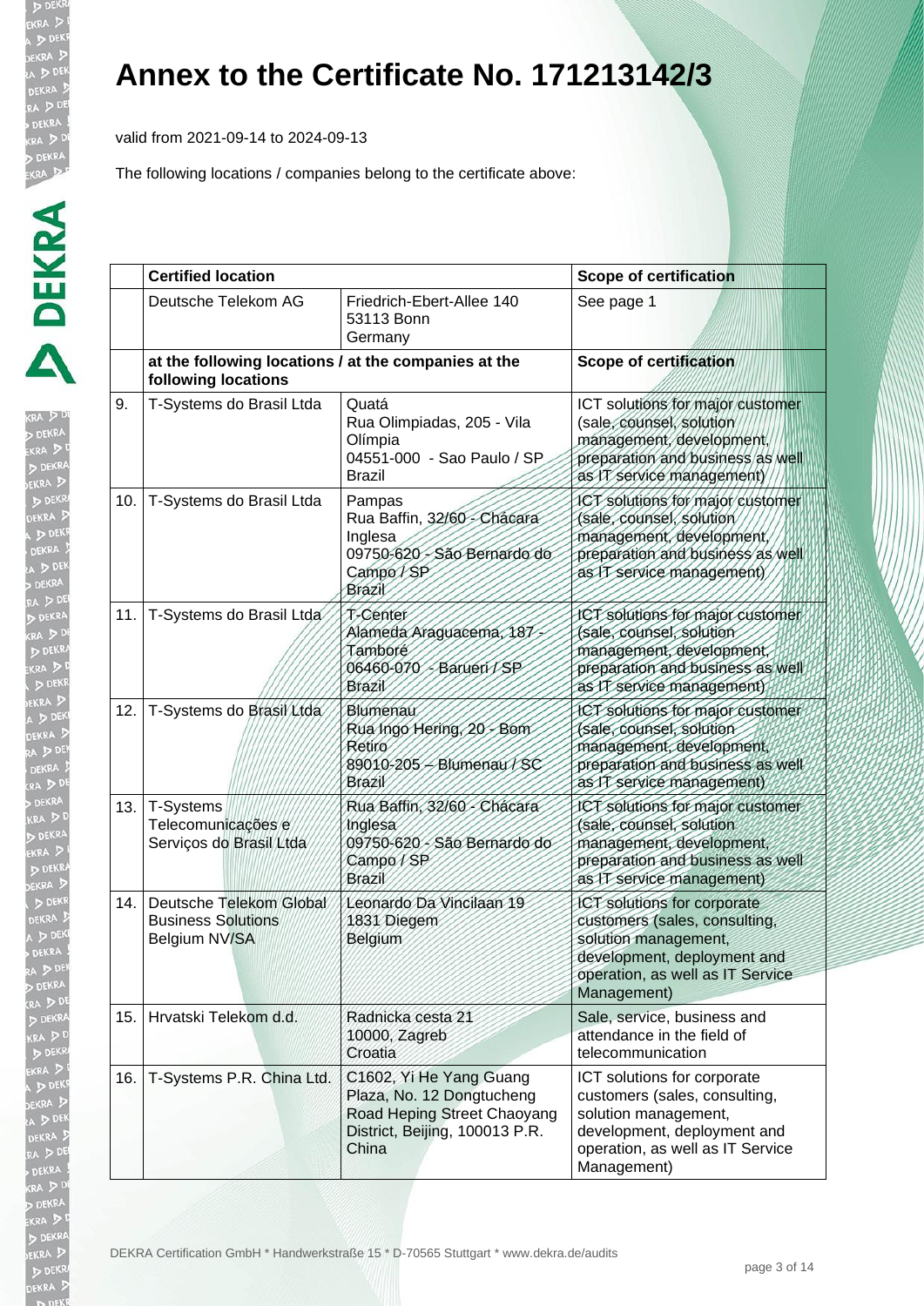# Annex to the Certificate No. 171213142/3

valid from 2021-09-14 to 2024-09-13

The following locations / companies belong to the certificate above:

| | Certified location | | Scope of certification |
|---|---|---|---|
| | Deutsche Telekom AG | Friedrich-Ebert-Allee 140<br>53113 Bonn<br>Germany | See page 1 |
| | **at the following locations / at the companies at the following locations** | | **Scope of certification** |
| 9. | T-Systems do Brasil Ltda | Quatá<br>Rua Olimpiadas, 205 - Vila Olímpia<br>04551-000 - Sao Paulo / SP<br>Brazil | ICT solutions for major customer (sale, counsel, solution management, development, preparation and business as well as IT service management) |
| 10. | T-Systems do Brasil Ltda | Pampas<br>Rua Baffin, 32/60 - Chácara Inglesa<br>09750-620 - São Bernardo do Campo / SP<br>Brazil | ICT solutions for major customer (sale, counsel, solution management, development, preparation and business as well as IT service management) |
| 11. | T-Systems do Brasil Ltda | T-Center<br>Alameda Araguacema, 187 - Tamboré<br>06460-070 - Barueri / SP<br>Brazil | ICT solutions for major customer (sale, counsel, solution management, development, preparation and business as well as IT service management) |
| 12. | T-Systems do Brasil Ltda | Blumenau<br>Rua Ingo Hering, 20 - Bom Retiro<br>89010-205 – Blumenau / SC<br>Brazil | ICT solutions for major customer (sale, counsel, solution management, development, preparation and business as well as IT service management) |
| 13. | T-Systems Telecomunicações e Serviços do Brasil Ltda | Rua Baffin, 32/60 - Chácara Inglesa<br>09750-620 - São Bernardo do Campo / SP<br>Brazil | ICT solutions for major customer (sale, counsel, solution management, development, preparation and business as well as IT service management) |
| 14. | Deutsche Telekom Global Business Solutions Belgium NV/SA | Leonardo Da Vincilaan 19<br>1831 Diegem<br>Belgium | ICT solutions for corporate customers (sales, consulting, solution management, development, deployment and operation, as well as IT Service Management) |
| 15. | Hrvatski Telekom d.d. | Radnicka cesta 21<br>10000, Zagreb<br>Croatia | Sale, service, business and attendance in the field of telecommunication |
| 16. | T-Systems P.R. China Ltd. | C1602, Yi He Yang Guang Plaza, No. 12 Dongtucheng Road Heping Street Chaoyang District, Beijing, 100013 P.R. China | ICT solutions for corporate customers (sales, consulting, solution management, development, deployment and operation, as well as IT Service Management) |

DEKRA Certification GmbH * Handwerkstraße 15 * D-70565 Stuttgart * www.dekra.de/audits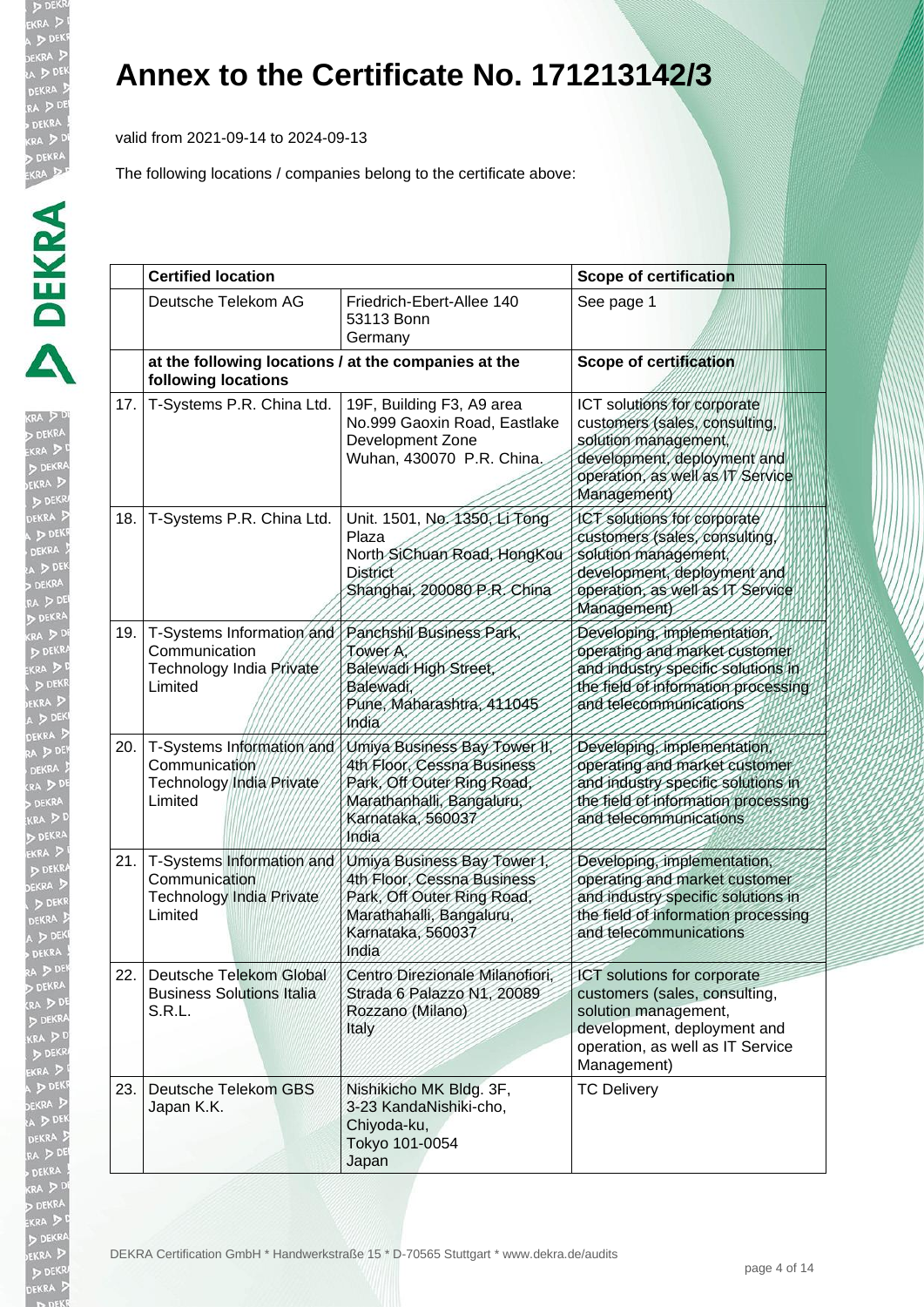# Annex to the Certificate No. 171213142/3

valid from 2021-09-14 to 2024-09-13

The following locations / companies belong to the certificate above:

| | Certified location | | Scope of certification |
|---|---|---|---|
| | Deutsche Telekom AG | Friedrich-Ebert-Allee 140<br>53113 Bonn<br>Germany | See page 1 |
| | **at the following locations / at the companies at the following locations** | | **Scope of certification** |
| 17. | T-Systems P.R. China Ltd. | 19F, Building F3, A9 area<br>No.999 Gaoxin Road, Eastlake Development Zone<br>Wuhan, 430070 P.R. China. | ICT solutions for corporate customers (sales, consulting, solution management, development, deployment and operation, as well as IT Service Management) |
| 18. | T-Systems P.R. China Ltd. | Unit. 1501, No. 1350, Li Tong Plaza<br>North SiChuan Road, HongKou District<br>Shanghai, 200080 P.R. China | ICT solutions for corporate customers (sales, consulting, solution management, development, deployment and operation, as well as IT Service Management) |
| 19. | T-Systems Information and Communication Technology India Private Limited | Panchshil Business Park, Tower A,<br>Balewadi High Street,<br>Balewadi,<br>Pune, Maharashtra, 411045<br>India | Developing, implementation, operating and market customer and industry specific solutions in the field of information processing and telecommunications |
| 20. | T-Systems Information and Communication Technology India Private Limited | Umiya Business Bay Tower II,<br>4th Floor, Cessna Business Park, Off Outer Ring Road,<br>Marathanhalli, Bangaluru,<br>Karnataka, 560037<br>India | Developing, implementation, operating and market customer and industry specific solutions in the field of information processing and telecommunications |
| 21. | T-Systems Information and Communication Technology India Private Limited | Umiya Business Bay Tower I,<br>4th Floor, Cessna Business Park, Off Outer Ring Road,<br>Marathahalli, Bangaluru,<br>Karnataka, 560037<br>India | Developing, implementation, operating and market customer and industry specific solutions in the field of information processing and telecommunications |
| 22. | Deutsche Telekom Global Business Solutions Italia S.R.L. | Centro Direzionale Milanofiori,<br>Strada 6 Palazzo N1, 20089<br>Rozzano (Milano)<br>Italy | ICT solutions for corporate customers (sales, consulting, solution management, development, deployment and operation, as well as IT Service Management) |
| 23. | Deutsche Telekom GBS Japan K.K. | Nishikicho MK Bldg. 3F,<br>3-23 KandaNishiki-cho,<br>Chiyoda-ku,<br>Tokyo 101-0054<br>Japan | TC Delivery |

DEKRA Certification GmbH * Handwerkstraße 15 * D-70565 Stuttgart * www.dekra.de/audits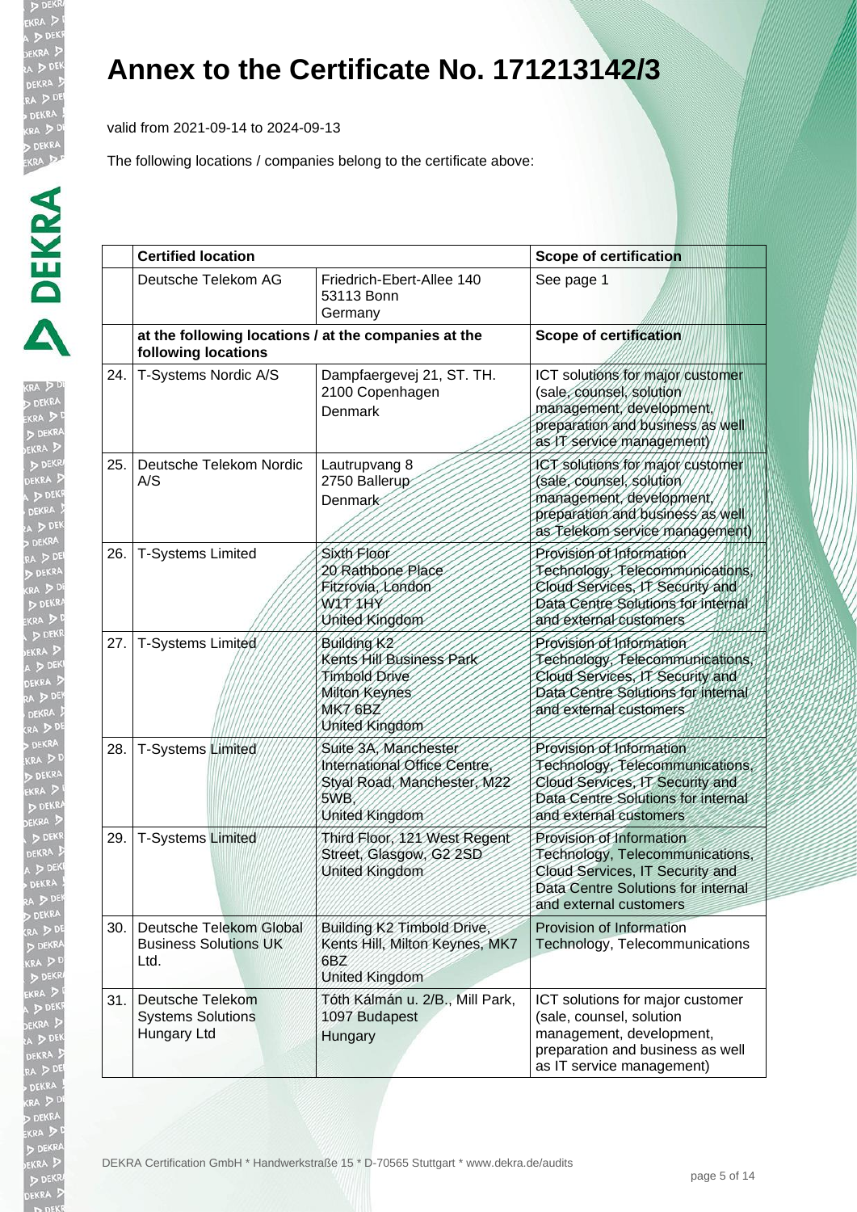# Annex to the Certificate No. 171213142/3

valid from 2021-09-14 to 2024-09-13

The following locations / companies belong to the certificate above:

| | Certified location | | Scope of certification |
|---|---|---|---|
| | Deutsche Telekom AG | Friedrich-Ebert-Allee 140<br>53113 Bonn<br>Germany | See page 1 |
| | **at the following locations / at the companies at the following locations** | | **Scope of certification** |
| 24. | T-Systems Nordic A/S | Dampfaergevej 21, ST. TH.<br>2100 Copenhagen<br>Denmark | ICT solutions for major customer (sale, counsel, solution management, development, preparation and business as well as IT service management) |
| 25. | Deutsche Telekom Nordic A/S | Lautrupvang 8<br>2750 Ballerup<br>Denmark | ICT solutions for major customer (sale, counsel, solution management, development, preparation and business as well as Telekom service management) |
| 26. | T-Systems Limited | Sixth Floor<br>20 Rathbone Place<br>Fitzrovia, London<br>W1T 1HY<br>United Kingdom | Provision of Information Technology, Telecommunications, Cloud Services, IT Security and Data Centre Solutions for internal and external customers |
| 27. | T-Systems Limited | Building K2<br>Kents Hill Business Park<br>Timbold Drive<br>Milton Keynes<br>MK7 6BZ<br>United Kingdom | Provision of Information Technology, Telecommunications, Cloud Services, IT Security and Data Centre Solutions for internal and external customers |
| 28. | T-Systems Limited | Suite 3A, Manchester International Office Centre, Styal Road, Manchester, M22 5WB,<br>United Kingdom | Provision of Information Technology, Telecommunications, Cloud Services, IT Security and Data Centre Solutions for internal and external customers |
| 29. | T-Systems Limited | Third Floor, 121 West Regent Street, Glasgow, G2 2SD<br>United Kingdom | Provision of Information Technology, Telecommunications, Cloud Services, IT Security and Data Centre Solutions for internal and external customers |
| 30. | Deutsche Telekom Global Business Solutions UK Ltd. | Building K2 Timbold Drive, Kents Hill, Milton Keynes, MK7 6BZ<br>United Kingdom | Provision of Information Technology, Telecommunications |
| 31. | Deutsche Telekom Systems Solutions Hungary Ltd | Tóth Kálmán u. 2/B., Mill Park, 1097 Budapest<br>Hungary | ICT solutions for major customer (sale, counsel, solution management, development, preparation and business as well as IT service management) |

DEKRA Certification GmbH * Handwerkstraße 15 * D-70565 Stuttgart * www.dekra.de/audits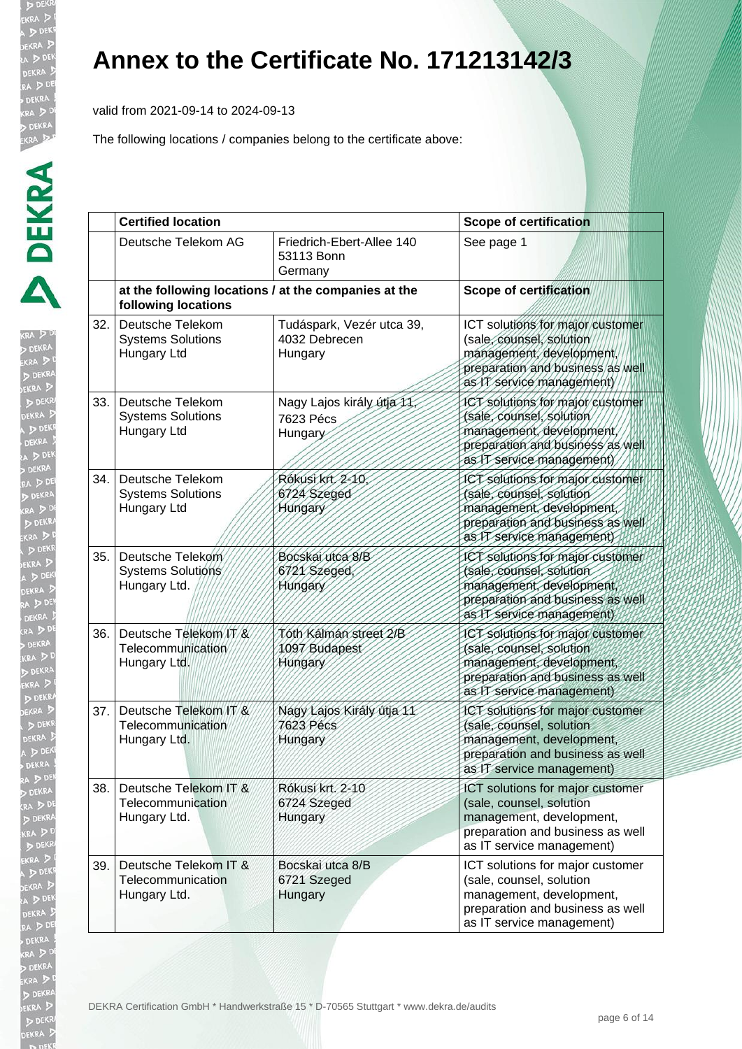# Annex to the Certificate No. 171213142/3

valid from 2021-09-14 to 2024-09-13

The following locations / companies belong to the certificate above:

| | Certified location | | Scope of certification |
|---|---|---|---|
| | Deutsche Telekom AG | Friedrich-Ebert-Allee 140<br>53113 Bonn<br>Germany | See page 1 |
| | **at the following locations / at the companies at the following locations** | | **Scope of certification** |
| 32. | Deutsche Telekom Systems Solutions Hungary Ltd | Tudáspark, Vezér utca 39,<br>4032 Debrecen<br>Hungary | ICT solutions for major customer (sale, counsel, solution management, development, preparation and business as well as IT service management) |
| 33. | Deutsche Telekom Systems Solutions Hungary Ltd | Nagy Lajos király útja 11,<br>7623 Pécs<br>Hungary | ICT solutions for major customer (sale, counsel, solution management, development, preparation and business as well as IT service management) |
| 34. | Deutsche Telekom Systems Solutions Hungary Ltd | Rókusi krt. 2-10,<br>6724 Szeged<br>Hungary | ICT solutions for major customer (sale, counsel, solution management, development, preparation and business as well as IT service management) |
| 35. | Deutsche Telekom Systems Solutions Hungary Ltd. | Bocskai utca 8/B<br>6721 Szeged,<br>Hungary | ICT solutions for major customer (sale, counsel, solution management, development, preparation and business as well as IT service management) |
| 36. | Deutsche Telekom IT & Telecommunication Hungary Ltd. | Tóth Kálmán street 2/B<br>1097 Budapest<br>Hungary | ICT solutions for major customer (sale, counsel, solution management, development, preparation and business as well as IT service management) |
| 37. | Deutsche Telekom IT & Telecommunication Hungary Ltd. | Nagy Lajos Király útja 11<br>7623 Pécs<br>Hungary | ICT solutions for major customer (sale, counsel, solution management, development, preparation and business as well as IT service management) |
| 38. | Deutsche Telekom IT & Telecommunication Hungary Ltd. | Rókusi krt. 2-10<br>6724 Szeged<br>Hungary | ICT solutions for major customer (sale, counsel, solution management, development, preparation and business as well as IT service management) |
| 39. | Deutsche Telekom IT & Telecommunication Hungary Ltd. | Bocskai utca 8/B<br>6721 Szeged<br>Hungary | ICT solutions for major customer (sale, counsel, solution management, development, preparation and business as well as IT service management) |

DEKRA Certification GmbH * Handwerkstraße 15 * D-70565 Stuttgart * www.dekra.de/audits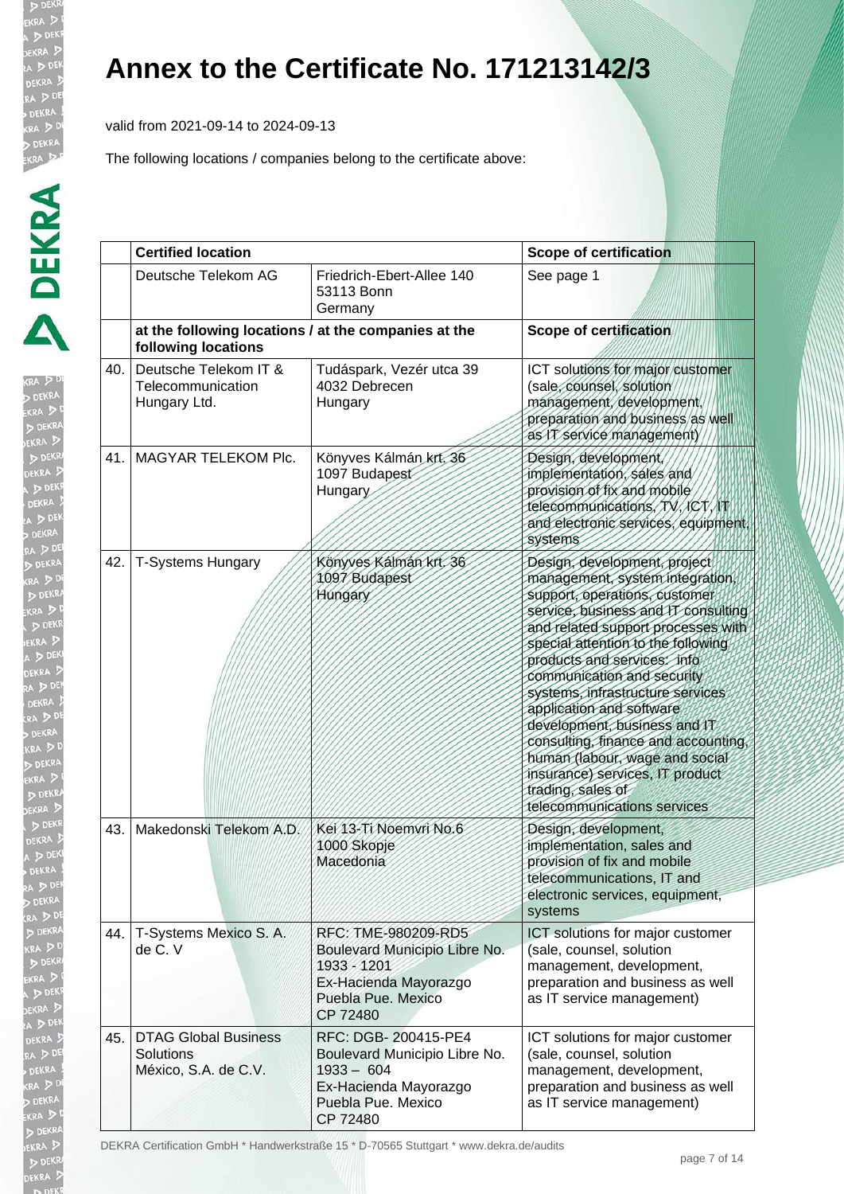# Annex to the Certificate No. 171213142/3

valid from 2021-09-14 to 2024-09-13

The following locations / companies belong to the certificate above:

| | Certified location | | Scope of certification |
|---|---|---|---|
| | Deutsche Telekom AG | Friedrich-Ebert-Allee 140<br>53113 Bonn<br>Germany | See page 1 |
| | **at the following locations / at the companies at the following locations** | | **Scope of certification** |
| 40. | Deutsche Telekom IT & Telecommunication Hungary Ltd. | Tudáspark, Vezér utca 39<br>4032 Debrecen<br>Hungary | ICT solutions for major customer (sale, counsel, solution management, development, preparation and business as well as IT service management) |
| 41. | MAGYAR TELEKOM Plc. | Könyves Kálmán krt. 36<br>1097 Budapest<br>Hungary | Design, development, implementation, sales and provision of fix and mobile telecommunications, TV, ICT, IT and electronic services, equipment, systems |
| 42. | T-Systems Hungary | Könyves Kálmán krt. 36<br>1097 Budapest<br>Hungary | Design, development, project management, system integration, support, operations, customer service, business and IT consulting and related support processes with special attention to the following products and services: info communication and security systems, infrastructure services application and software development, business and IT consulting, finance and accounting, human (labour, wage and social insurance) services, IT product trading, sales of telecommunications services |
| 43. | Makedonski Telekom A.D. | Kei 13-Ti Noemvri No.6<br>1000 Skopje<br>Macedonia | Design, development, implementation, sales and provision of fix and mobile telecommunications, IT and electronic services, equipment, systems |
| 44. | T-Systems Mexico S. A. de C. V | RFC: TME-980209-RD5<br>Boulevard Municipio Libre No. 1933 - 1201<br>Ex-Hacienda Mayorazgo<br>Puebla Pue. Mexico<br>CP 72480 | ICT solutions for major customer (sale, counsel, solution management, development, preparation and business as well as IT service management) |
| 45. | DTAG Global Business Solutions México, S.A. de C.V. | RFC: DGB- 200415-PE4<br>Boulevard Municipio Libre No. 1933 – 604<br>Ex-Hacienda Mayorazgo<br>Puebla Pue. Mexico<br>CP 72480 | ICT solutions for major customer (sale, counsel, solution management, development, preparation and business as well as IT service management) |

DEKRA Certification GmbH * Handwerkstraße 15 * D-70565 Stuttgart * www.dekra.de/audits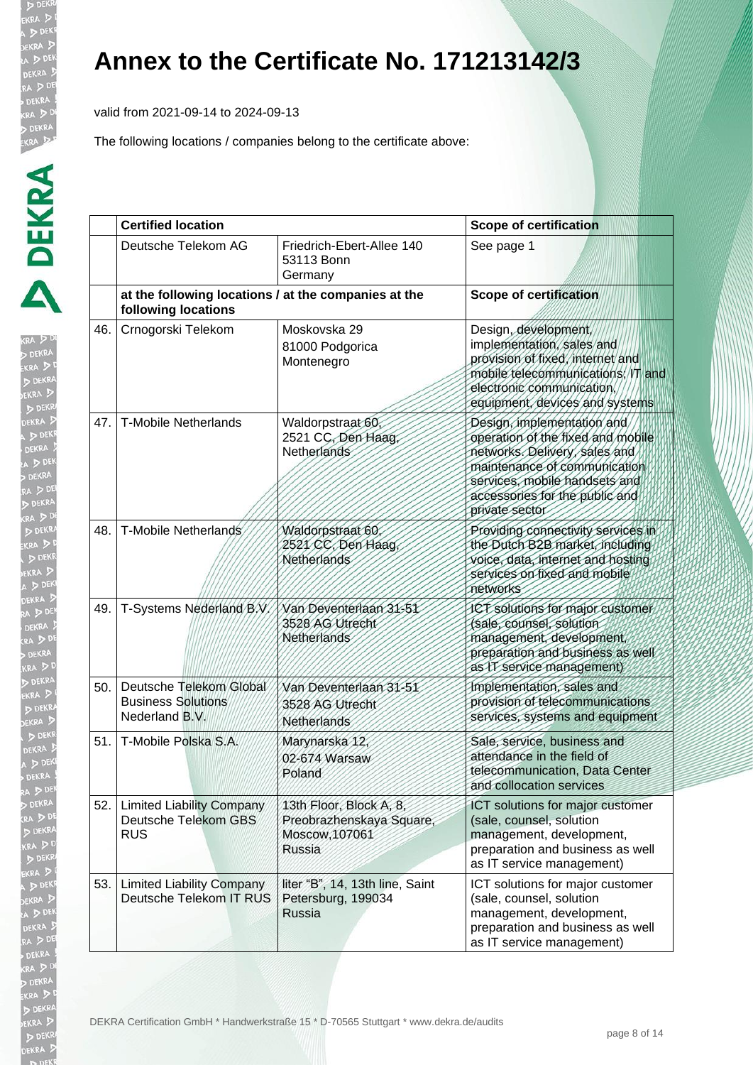# Annex to the Certificate No. 171213142/3

valid from 2021-09-14 to 2024-09-13

The following locations / companies belong to the certificate above:

| | Certified location | | Scope of certification |
|---|---|---|---|
| | Deutsche Telekom AG | Friedrich-Ebert-Allee 140<br>53113 Bonn<br>Germany | See page 1 |
| | **at the following locations / at the companies at the following locations** | | **Scope of certification** |
| 46. | Crnogorski Telekom | Moskovska 29<br>81000 Podgorica<br>Montenegro | Design, development, implementation, sales and provision of fixed, internet and mobile telecommunications; IT and electronic communication, equipment, devices and systems |
| 47. | T-Mobile Netherlands | Waldorpstraat 60,<br>2521 CC, Den Haag,<br>Netherlands | Design, implementation and operation of the fixed and mobile networks. Delivery, sales and maintenance of communication services, mobile handsets and accessories for the public and private sector |
| 48. | T-Mobile Netherlands | Waldorpstraat 60,<br>2521 CC, Den Haag,<br>Netherlands | Providing connectivity services in the Dutch B2B market, including voice, data, internet and hosting services on fixed and mobile networks |
| 49. | T-Systems Nederland B.V. | Van Deventerlaan 31-51<br>3528 AG Utrecht<br>Netherlands | ICT solutions for major customer (sale, counsel, solution management, development, preparation and business as well as IT service management) |
| 50. | Deutsche Telekom Global Business Solutions Nederland B.V. | Van Deventerlaan 31-51<br>3528 AG Utrecht<br>Netherlands | Implementation, sales and provision of telecommunications services, systems and equipment |
| 51. | T-Mobile Polska S.A. | Marynarska 12,<br>02-674 Warsaw<br>Poland | Sale, service, business and attendance in the field of telecommunication, Data Center and collocation services |
| 52. | Limited Liability Company Deutsche Telekom GBS RUS | 13th Floor, Block A, 8,<br>Preobrazhenskaya Square,<br>Moscow,107061<br>Russia | ICT solutions for major customer (sale, counsel, solution management, development, preparation and business as well as IT service management) |
| 53. | Limited Liability Company Deutsche Telekom IT RUS | liter "B", 14, 13th line, Saint Petersburg, 199034<br>Russia | ICT solutions for major customer (sale, counsel, solution management, development, preparation and business as well as IT service management) |

DEKRA Certification GmbH * Handwerkstraße 15 * D-70565 Stuttgart * www.dekra.de/audits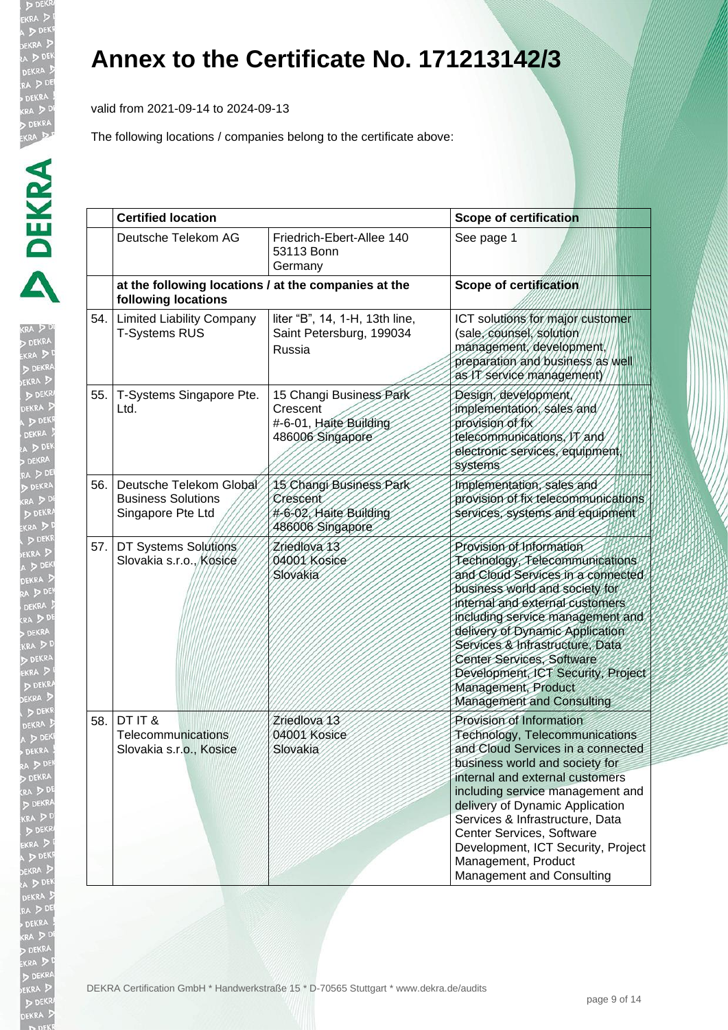# Annex to the Certificate No. 171213142/3

valid from 2021-09-14 to 2024-09-13

The following locations / companies belong to the certificate above:

| | Certified location | | Scope of certification |
|---|---|---|---|
| | Deutsche Telekom AG | Friedrich-Ebert-Allee 140<br>53113 Bonn<br>Germany | See page 1 |
| | **at the following locations / at the companies at the following locations** | | **Scope of certification** |
| 54. | Limited Liability Company T-Systems RUS | liter "B", 14, 1-H, 13th line, Saint Petersburg, 199034 Russia | ICT solutions for major customer (sale, counsel, solution management, development, preparation and business as well as IT service management) |
| 55. | T-Systems Singapore Pte. Ltd. | 15 Changi Business Park Crescent<br>#-6-01, Haite Building<br>486006 Singapore | Design, development, implementation, sales and provision of fix telecommunications, IT and electronic services, equipment, systems |
| 56. | Deutsche Telekom Global Business Solutions Singapore Pte Ltd | 15 Changi Business Park Crescent<br>#-6-02, Haite Building<br>486006 Singapore | Implementation, sales and provision of fix telecommunications services, systems and equipment |
| 57. | DT Systems Solutions Slovakia s.r.o., Kosice | Zriedlova 13<br>04001 Kosice<br>Slovakia | Provision of Information Technology, Telecommunications and Cloud Services in a connected business world and society for internal and external customers including service management and delivery of Dynamic Application Services & Infrastructure, Data Center Services, Software Development, ICT Security, Project Management, Product Management and Consulting |
| 58. | DT IT & Telecommunications Slovakia s.r.o., Kosice | Zriedlova 13<br>04001 Kosice<br>Slovakia | Provision of Information Technology, Telecommunications and Cloud Services in a connected business world and society for internal and external customers including service management and delivery of Dynamic Application Services & Infrastructure, Data Center Services, Software Development, ICT Security, Project Management, Product Management and Consulting |

DEKRA Certification GmbH * Handwerkstraße 15 * D-70565 Stuttgart * www.dekra.de/audits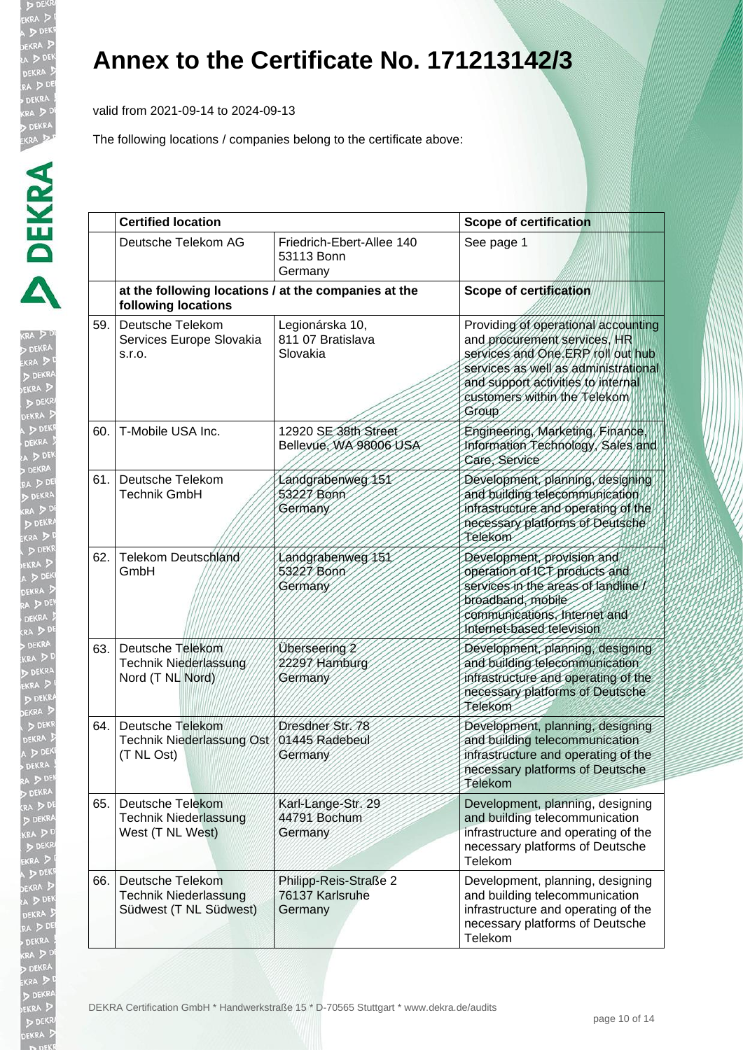# Annex to the Certificate No. 171213142/3

valid from 2021-09-14 to 2024-09-13

The following locations / companies belong to the certificate above:

| | Certified location | | Scope of certification |
|---|---|---|---|
| | Deutsche Telekom AG | Friedrich-Ebert-Allee 140<br>53113 Bonn<br>Germany | See page 1 |
| | **at the following locations / at the companies at the following locations** | | **Scope of certification** |
| 59. | Deutsche Telekom Services Europe Slovakia s.r.o. | Legionárska 10,<br>811 07 Bratislava<br>Slovakia | Providing of operational accounting and procurement services, HR services and One.ERP roll out hub services as well as administrational and support activities to internal customers within the Telekom Group |
| 60. | T-Mobile USA Inc. | 12920 SE 38th Street<br>Bellevue, WA 98006 USA | Engineering, Marketing, Finance, Information Technology, Sales and Care, Service |
| 61. | Deutsche Telekom Technik GmbH | Landgrabenweg 151<br>53227 Bonn<br>Germany | Development, planning, designing and building telecommunication infrastructure and operating of the necessary platforms of Deutsche Telekom |
| 62. | Telekom Deutschland GmbH | Landgrabenweg 151<br>53227 Bonn<br>Germany | Development, provision and operation of ICT products and services in the areas of landline / broadband, mobile communications, Internet and Internet-based television |
| 63. | Deutsche Telekom Technik Niederlassung Nord (T NL Nord) | Überseering 2<br>22297 Hamburg<br>Germany | Development, planning, designing and building telecommunication infrastructure and operating of the necessary platforms of Deutsche Telekom |
| 64. | Deutsche Telekom Technik Niederlassung Ost (T NL Ost) | Dresdner Str. 78<br>01445 Radebeul<br>Germany | Development, planning, designing and building telecommunication infrastructure and operating of the necessary platforms of Deutsche Telekom |
| 65. | Deutsche Telekom Technik Niederlassung West (T NL West) | Karl-Lange-Str. 29<br>44791 Bochum<br>Germany | Development, planning, designing and building telecommunication infrastructure and operating of the necessary platforms of Deutsche Telekom |
| 66. | Deutsche Telekom Technik Niederlassung Südwest (T NL Südwest) | Philipp-Reis-Straße 2<br>76137 Karlsruhe<br>Germany | Development, planning, designing and building telecommunication infrastructure and operating of the necessary platforms of Deutsche Telekom |

DEKRA Certification GmbH * Handwerkstraße 15 * D-70565 Stuttgart * www.dekra.de/audits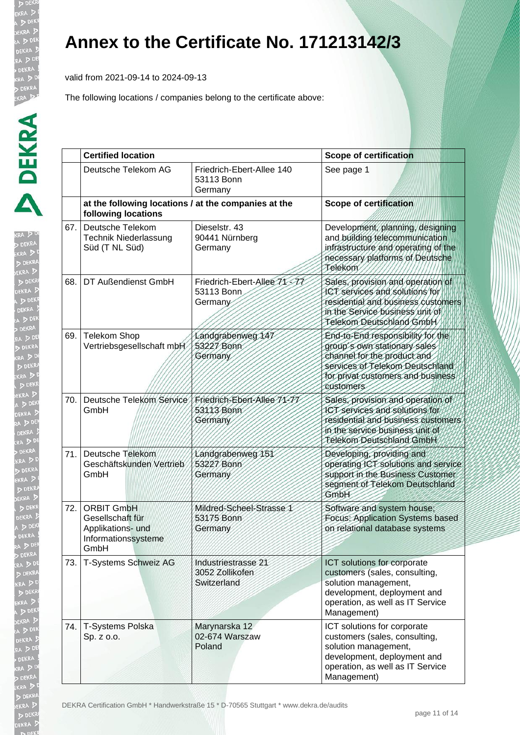# Annex to the Certificate No. 171213142/3

valid from 2021-09-14 to 2024-09-13

The following locations / companies belong to the certificate above:

| | **Certified location** | | **Scope of certification** |
|---|---|---|---|
| | Deutsche Telekom AG | Friedrich-Ebert-Allee 140<br>53113 Bonn<br>Germany | See page 1 |
| | **at the following locations / at the companies at the following locations** | | **Scope of certification** |
| 67. | Deutsche Telekom Technik Niederlassung Süd (T NL Süd) | Dieselstr. 43<br>90441 Nürnberg<br>Germany | Development, planning, designing and building telecommunication infrastructure and operating of the necessary platforms of Deutsche Telekom |
| 68. | DT Außendienst GmbH | Friedrich-Ebert-Allee 71 - 77<br>53113 Bonn<br>Germany | Sales, provision and operation of ICT services and solutions for residential and business customers in the Service business unit of Telekom Deutschland GmbH |
| 69. | Telekom Shop Vertriebsgesellschaft mbH | Landgrabenweg 147<br>53227 Bonn<br>Germany | End-to-End responsibility for the group´s own stationary sales channel for the product and services of Telekom Deutschland for privat customers and business customers |
| 70. | Deutsche Telekom Service GmbH | Friedrich-Ebert-Allee 71-77<br>53113 Bonn<br>Germany | Sales, provision and operation of ICT services and solutions for residential and business customers in the service business unit of Telekom Deutschland GmbH |
| 71. | Deutsche Telekom Geschäftskunden Vertrieb GmbH | Landgrabenweg 151<br>53227 Bonn<br>Germany | Developing, providing and operating ICT solutions and service support in the Business Customer segment of Telekom Deutschland GmbH |
| 72. | ORBIT GmbH Gesellschaft für Applikations- und Informationssysteme GmbH | Mildred-Scheel-Strasse 1<br>53175 Bonn<br>Germany | Software and system house; Focus: Application Systems based on relational database systems |
| 73. | T-Systems Schweiz AG | Industriestrasse 21<br>3052 Zollikofen<br>Switzerland | ICT solutions for corporate customers (sales, consulting, solution management, development, deployment and operation, as well as IT Service Management) |
| 74. | T-Systems Polska Sp. z o.o. | Marynarska 12<br>02-674 Warszaw<br>Poland | ICT solutions for corporate customers (sales, consulting, solution management, development, deployment and operation, as well as IT Service Management) |

DEKRA Certification GmbH * Handwerkstraße 15 * D-70565 Stuttgart * www.dekra.de/audits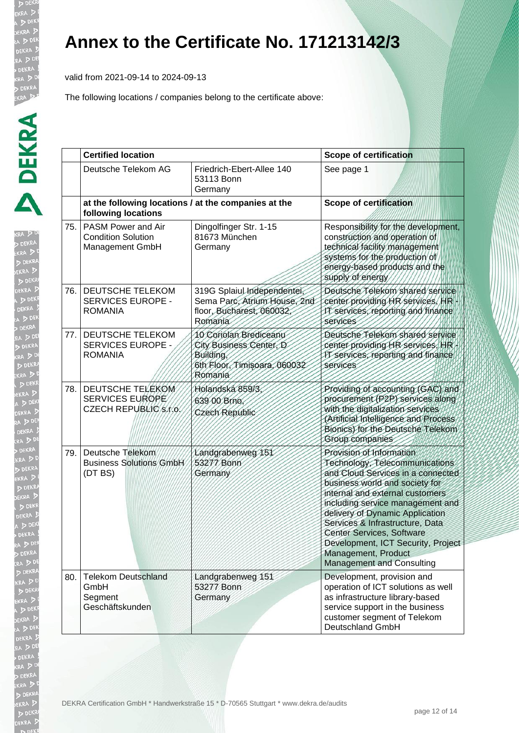# Annex to the Certificate No. 171213142/3

valid from 2021-09-14 to 2024-09-13

The following locations / companies belong to the certificate above:

| | Certified location | | Scope of certification |
|---|---|---|---|
| | Deutsche Telekom AG | Friedrich-Ebert-Allee 140<br>53113 Bonn<br>Germany | See page 1 |
| | **at the following locations / at the companies at the following locations** | | **Scope of certification** |
| 75. | PASM Power and Air Condition Solution Management GmbH | Dingolfinger Str. 1-15<br>81673 München<br>Germany | Responsibility for the development, construction and operation of technical facility management systems for the production of energy-based products and the supply of energy |
| 76. | DEUTSCHE TELEKOM SERVICES EUROPE - ROMANIA | 319G Splaiul Independentei, Sema Parc, Atrium House, 2nd floor, Bucharest, 060032, Romania | Deutsche Telekom shared service center providing HR services, HR - IT services, reporting and finance services |
| 77. | DEUTSCHE TELEKOM SERVICES EUROPE - ROMANIA | 10 Coriolan Brediceanu City Business Center, D Building,<br>6th Floor, Timișoara, 060032 Romania | Deutsche Telekom shared service center providing HR services, HR - IT services, reporting and finance services |
| 78. | DEUTSCHE TELEKOM SERVICES EUROPE CZECH REPUBLIC s.r.o. | Holandská 859/3,<br>639 00 Brno,<br>Czech Republic | Providing of accounting (GAC) and procurement (P2P) services along with the digitalization services (Artificial Intelligence and Process Bionics) for the Deutsche Telekom Group companies |
| 79. | Deutsche Telekom Business Solutions GmbH (DT BS) | Landgrabenweg 151<br>53277 Bonn<br>Germany | Provision of Information Technology, Telecommunications and Cloud Services in a connected business world and society for internal and external customers including service management and delivery of Dynamic Application Services & Infrastructure, Data Center Services, Software Development, ICT Security, Project Management, Product Management and Consulting |
| 80. | Telekom Deutschland GmbH<br>Segment Geschäftskunden | Landgrabenweg 151<br>53277 Bonn<br>Germany | Development, provision and operation of ICT solutions as well as infrastructure library-based service support in the business customer segment of Telekom Deutschland GmbH |

DEKRA Certification GmbH * Handwerkstraße 15 * D-70565 Stuttgart * www.dekra.de/audits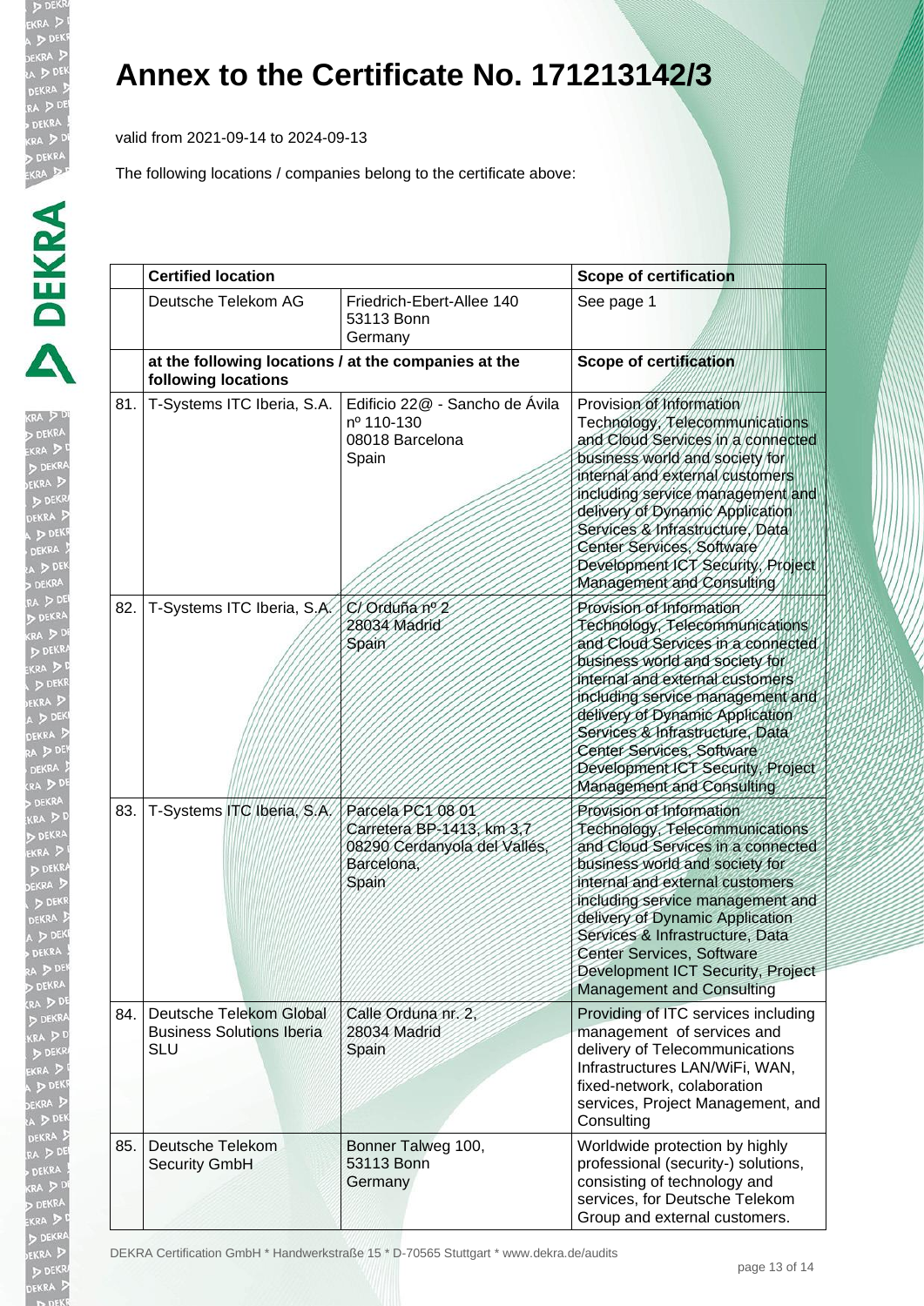# Annex to the Certificate No. 171213142/3

valid from 2021-09-14 to 2024-09-13

The following locations / companies belong to the certificate above:

| | Certified location | | Scope of certification |
|---|---|---|---|
| | Deutsche Telekom AG | Friedrich-Ebert-Allee 140<br>53113 Bonn<br>Germany | See page 1 |
| | **at the following locations / at the companies at the following locations** | | **Scope of certification** |
| 81. | T-Systems ITC Iberia, S.A. | Edificio 22@ - Sancho de Ávila nº 110-130<br>08018 Barcelona<br>Spain | Provision of Information Technology, Telecommunications and Cloud Services in a connected business world and society for internal and external customers including service management and delivery of Dynamic Application Services & Infrastructure, Data Center Services, Software Development ICT Security, Project Management and Consulting |
| 82. | T-Systems ITC Iberia, S.A. | C/ Orduña nº 2<br>28034 Madrid<br>Spain | Provision of Information Technology, Telecommunications and Cloud Services in a connected business world and society for internal and external customers including service management and delivery of Dynamic Application Services & Infrastructure, Data Center Services, Software Development ICT Security, Project Management and Consulting |
| 83. | T-Systems ITC Iberia, S.A. | Parcela PC1 08 01<br>Carretera BP-1413, km 3,7<br>08290 Cerdanyola del Vallés, Barcelona,<br>Spain | Provision of Information Technology, Telecommunications and Cloud Services in a connected business world and society for internal and external customers including service management and delivery of Dynamic Application Services & Infrastructure, Data Center Services, Software Development ICT Security, Project Management and Consulting |
| 84. | Deutsche Telekom Global Business Solutions Iberia SLU | Calle Orduna nr. 2,<br>28034 Madrid<br>Spain | Providing of ITC services including management of services and delivery of Telecommunications Infrastructures LAN/WiFi, WAN, fixed-network, colaboration services, Project Management, and Consulting |
| 85. | Deutsche Telekom Security GmbH | Bonner Talweg 100,<br>53113 Bonn<br>Germany | Worldwide protection by highly professional (security-) solutions, consisting of technology and services, for Deutsche Telekom Group and external customers. |

DEKRA Certification GmbH * Handwerkstraße 15 * D-70565 Stuttgart * www.dekra.de/audits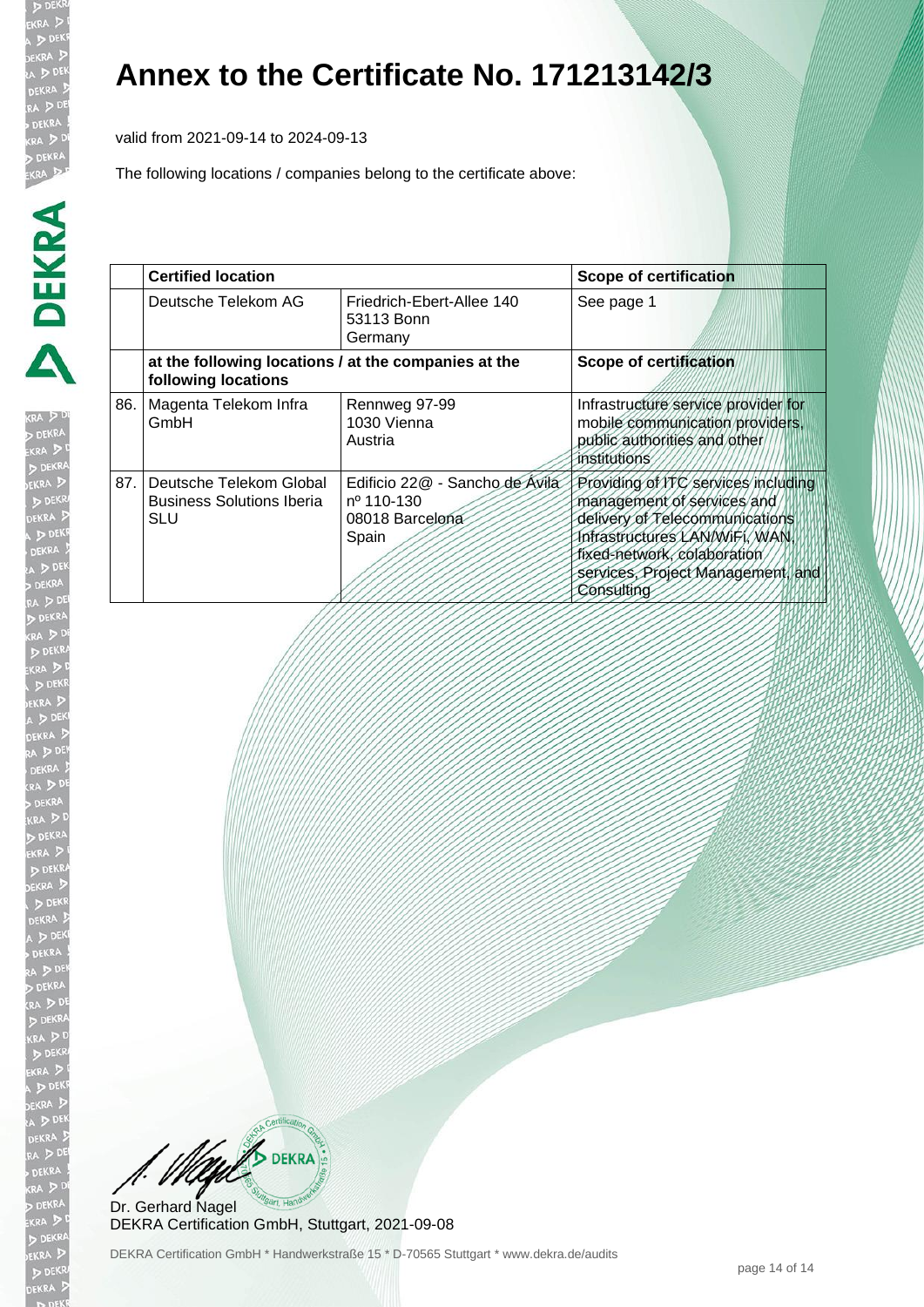# Annex to the Certificate No. 171213142/3

valid from 2021-09-14 to 2024-09-13

The following locations / companies belong to the certificate above:

| | **Certified location** | | **Scope of certification** |
|---|---|---|---|
| | Deutsche Telekom AG | Friedrich-Ebert-Allee 140<br>53113 Bonn<br>Germany | See page 1 |
| | **at the following locations / at the companies at the following locations** | | **Scope of certification** |
| 86. | Magenta Telekom Infra GmbH | Rennweg 97-99<br>1030 Vienna<br>Austria | Infrastructure service provider for mobile communication providers, public authorities and other institutions |
| 87. | Deutsche Telekom Global Business Solutions Iberia SLU | Edificio 22@ - Sancho de Ávila nº 110-130<br>08018 Barcelona<br>Spain | Providing of ITC services including management of services and delivery of Telecommunications Infrastructures LAN/WiFi, WAN, fixed-network, colaboration services, Project Management, and Consulting |

Dr. Gerhard Nagel
DEKRA Certification GmbH, Stuttgart, 2021-09-08

DEKRA Certification GmbH * Handwerkstraße 15 * D-70565 Stuttgart * www.dekra.de/audits